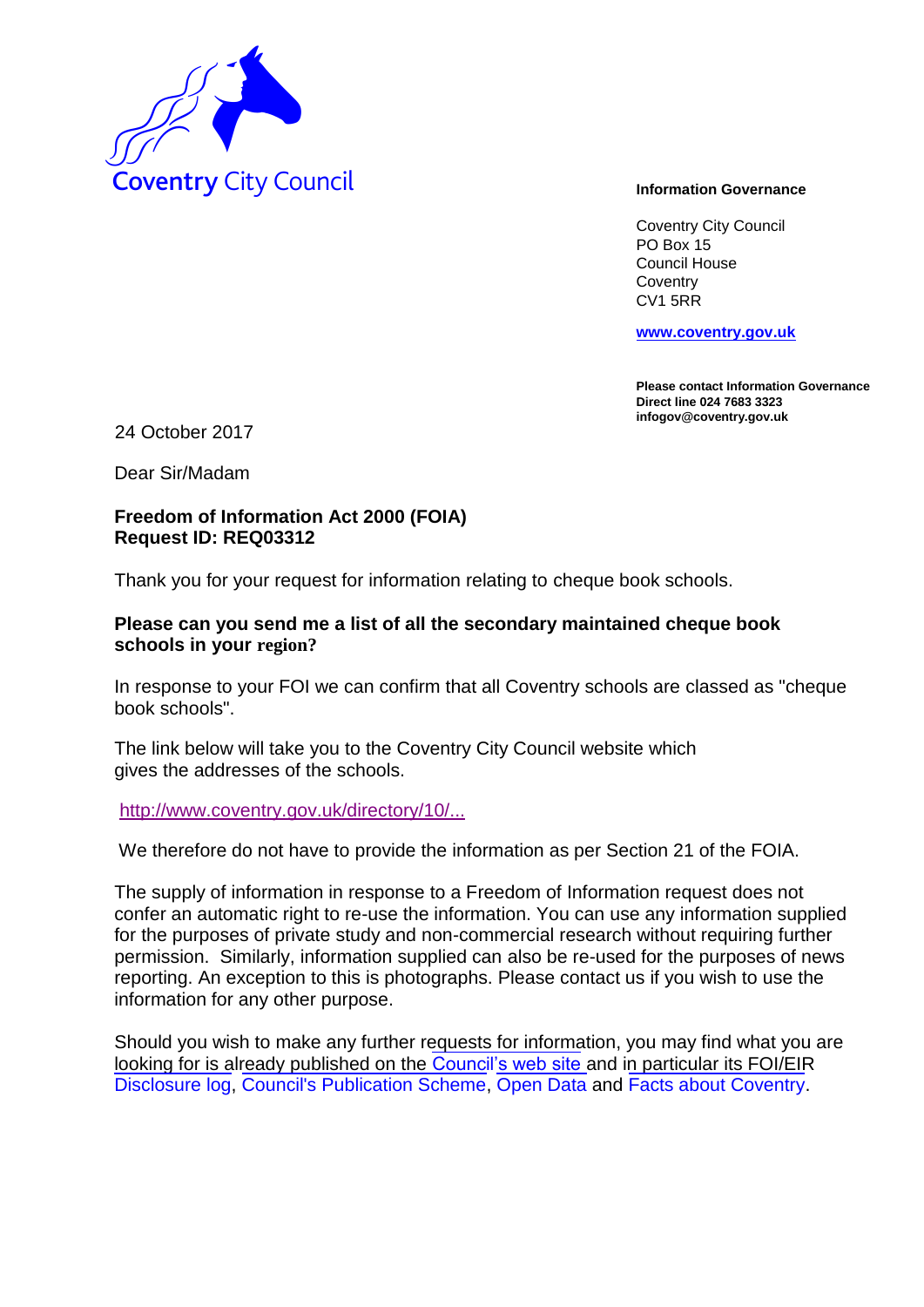Coventry City Council

**Information Governance**

Coventry City Council
PO Box 15
Council House
Coventry
CV1 5RR

**www.coventry.gov.uk**

**Please contact Information Governance**
**Direct line 024 7683 3323**
**infogov@coventry.gov.uk**

24 October 2017

Dear Sir/Madam

**Freedom of Information Act 2000 (FOIA)**
**Request ID: REQ03312**

Thank you for your request for information relating to cheque book schools.

**Please can you send me a list of all the secondary maintained cheque book schools in your region?**

In response to your FOI we can confirm that all Coventry schools are classed as "cheque book schools".

The link below will take you to the Coventry City Council website which gives the addresses of the schools.

http://www.coventry.gov.uk/directory/10/...

We therefore do not have to provide the information as per Section 21 of the FOIA.

The supply of information in response to a Freedom of Information request does not confer an automatic right to re-use the information. You can use any information supplied for the purposes of private study and non-commercial research without requiring further permission. Similarly, information supplied can also be re-used for the purposes of news reporting. An exception to this is photographs. Please contact us if you wish to use the information for any other purpose.

Should you wish to make any further requests for information, you may find what you are looking for is already published on the Council's web site and in particular its FOI/EIR Disclosure log, Council's Publication Scheme, Open Data and Facts about Coventry.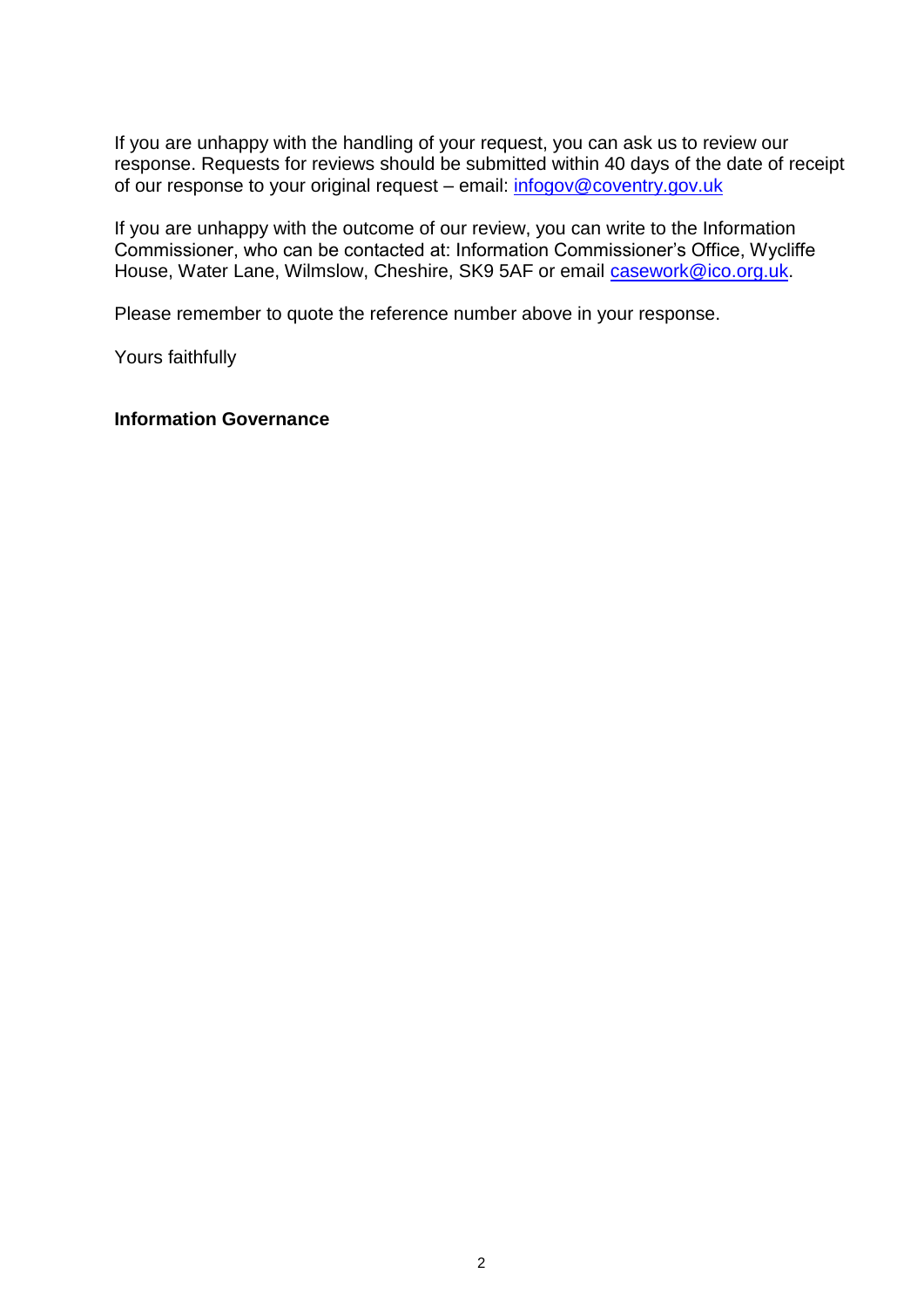If you are unhappy with the handling of your request, you can ask us to review our response. Requests for reviews should be submitted within 40 days of the date of receipt of our response to your original request – email: infogov@coventry.gov.uk

If you are unhappy with the outcome of our review, you can write to the Information Commissioner, who can be contacted at: Information Commissioner's Office, Wycliffe House, Water Lane, Wilmslow, Cheshire, SK9 5AF or email casework@ico.org.uk.

Please remember to quote the reference number above in your response.

Yours faithfully

**Information Governance**